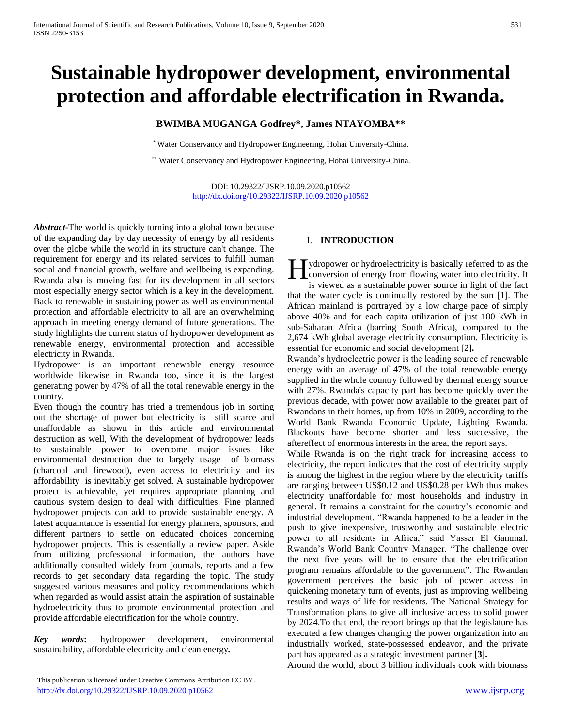# Sustainable hydropower development, environmental protection and affordable electrification in Rwanda.

**BWIMBA MUGANGA Godfrey*, James NTAYOMBA****

* Water Conservancy and Hydropower Engineering, Hohai University-China.

** Water Conservancy and Hydropower Engineering, Hohai University-China.

DOI: 10.29322/IJSRP.10.09.2020.p10562
http://dx.doi.org/10.29322/IJSRP.10.09.2020.p10562

***Abstract*-**The world is quickly turning into a global town because of the expanding day by day necessity of energy by all residents over the globe while the world in its structure can't change. The requirement for energy and its related services to fulfill human social and financial growth, welfare and wellbeing is expanding. Rwanda also is moving fast for its development in all sectors most especially energy sector which is a key in the development. Back to renewable in sustaining power as well as environmental protection and affordable electricity to all are an overwhelming approach in meeting energy demand of future generations. The study highlights the current status of hydropower development as renewable energy, environmental protection and accessible electricity in Rwanda.

Hydropower is an important renewable energy resource worldwide likewise in Rwanda too, since it is the largest generating power by 47% of all the total renewable energy in the country.

Even though the country has tried a tremendous job in sorting out the shortage of power but electricity is still scarce and unaffordable as shown in this article and environmental destruction as well, With the development of hydropower leads to sustainable power to overcome major issues like environmental destruction due to largely usage of biomass (charcoal and firewood), even access to electricity and its affordability is inevitably get solved. A sustainable hydropower project is achievable, yet requires appropriate planning and cautious system design to deal with difficulties. Fine planned hydropower projects can add to provide sustainable energy. A latest acquaintance is essential for energy planners, sponsors, and different partners to settle on educated choices concerning hydropower projects. This is essentially a review paper. Aside from utilizing professional information, the authors have additionally consulted widely from journals, reports and a few records to get secondary data regarding the topic. The study suggested various measures and policy recommendations which when regarded as would assist attain the aspiration of sustainable hydroelectricity thus to promote environmental protection and provide affordable electrification for the whole country.

***Key words*:** hydropower development, environmental sustainability, affordable electricity and clean energy**.**

## I. INTRODUCTION

Hydropower or hydroelectricity is basically referred to as the conversion of energy from flowing water into electricity. It is viewed as a sustainable power source in light of the fact that the water cycle is continually restored by the sun [1]. The African mainland is portrayed by a low charge pace of simply above 40% and for each capita utilization of just 180 kWh in sub-Saharan Africa (barring South Africa), compared to the 2,674 kWh global average electricity consumption. Electricity is essential for economic and social development [2]**.**

Rwanda's hydroelectric power is the leading source of renewable energy with an average of 47% of the total renewable energy supplied in the whole country followed by thermal energy source with 27%. Rwanda's capacity part has become quickly over the previous decade, with power now available to the greater part of Rwandans in their homes, up from 10% in 2009, according to the World Bank Rwanda Economic Update, Lighting Rwanda. Blackouts have become shorter and less successive, the aftereffect of enormous interests in the area, the report says.

While Rwanda is on the right track for increasing access to electricity, the report indicates that the cost of electricity supply is among the highest in the region where by the electricity tariffs are ranging between US$0.12 and US$0.28 per kWh thus makes electricity unaffordable for most households and industry in general. It remains a constraint for the country's economic and industrial development. "Rwanda happened to be a leader in the push to give inexpensive, trustworthy and sustainable electric power to all residents in Africa," said Yasser El Gammal, Rwanda's World Bank Country Manager. "The challenge over the next five years will be to ensure that the electrification program remains affordable to the government". The Rwandan government perceives the basic job of power access in quickening monetary turn of events, just as improving wellbeing results and ways of life for residents. The National Strategy for Transformation plans to give all inclusive access to solid power by 2024.To that end, the report brings up that the legislature has executed a few changes changing the power organization into an industrially worked, state-possessed endeavor, and the private part has appeared as a strategic investment partner **[3].**

Around the world, about 3 billion individuals cook with biomass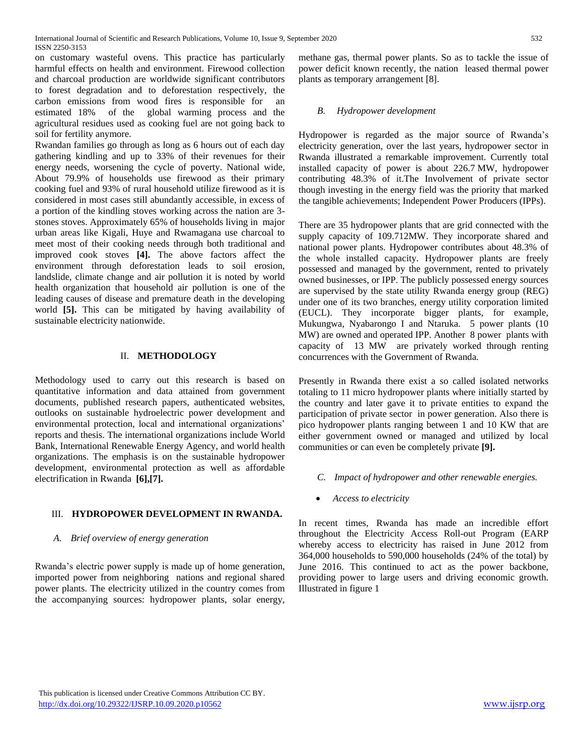on customary wasteful ovens. This practice has particularly harmful effects on health and environment. Firewood collection and charcoal production are worldwide significant contributors to forest degradation and to deforestation respectively, the carbon emissions from wood fires is responsible for an estimated 18% of the global warming process and the agricultural residues used as cooking fuel are not going back to soil for fertility anymore.

Rwandan families go through as long as 6 hours out of each day gathering kindling and up to 33% of their revenues for their energy needs, worsening the cycle of poverty. National wide, About 79.9% of households use firewood as their primary cooking fuel and 93% of rural household utilize firewood as it is considered in most cases still abundantly accessible, in excess of a portion of the kindling stoves working across the nation are 3-stones stoves. Approximately 65% of households living in major urban areas like Kigali, Huye and Rwamagana use charcoal to meet most of their cooking needs through both traditional and improved cook stoves **[4].** The above factors affect the environment through deforestation leads to soil erosion, landslide, climate change and air pollution it is noted by world health organization that household air pollution is one of the leading causes of disease and premature death in the developing world **[5].** This can be mitigated by having availability of sustainable electricity nationwide.

## II. METHODOLOGY

Methodology used to carry out this research is based on quantitative information and data attained from government documents, published research papers, authenticated websites, outlooks on sustainable hydroelectric power development and environmental protection, local and international organizations' reports and thesis. The international organizations include World Bank, International Renewable Energy Agency, and world health organizations. The emphasis is on the sustainable hydropower development, environmental protection as well as affordable electrification in Rwanda **[6],[7].**

## III. HYDROPOWER DEVELOPMENT IN RWANDA.

### *A. Brief overview of energy generation*

Rwanda's electric power supply is made up of home generation, imported power from neighboring nations and regional shared power plants. The electricity utilized in the country comes from the accompanying sources: hydropower plants, solar energy, methane gas, thermal power plants. So as to tackle the issue of power deficit known recently, the nation leased thermal power plants as temporary arrangement [8].

### *B. Hydropower development*

Hydropower is regarded as the major source of Rwanda's electricity generation, over the last years, hydropower sector in Rwanda illustrated a remarkable improvement. Currently total installed capacity of power is about 226.7 MW, hydropower contributing 48.3% of it.The Involvement of private sector though investing in the energy field was the priority that marked the tangible achievements; Independent Power Producers (IPPs).

There are 35 hydropower plants that are grid connected with the supply capacity of 109.712MW. They incorporate shared and national power plants. Hydropower contributes about 48.3% of the whole installed capacity. Hydropower plants are freely possessed and managed by the government, rented to privately owned businesses, or IPP. The publicly possessed energy sources are supervised by the state utility Rwanda energy group (REG) under one of its two branches, energy utility corporation limited (EUCL). They incorporate bigger plants, for example, Mukungwa, Nyabarongo I and Ntaruka. 5 power plants (10 MW) are owned and operated IPP. Another 8 power plants with capacity of 13 MW are privately worked through renting concurrences with the Government of Rwanda.

Presently in Rwanda there exist a so called isolated networks totaling to 11 micro hydropower plants where initially started by the country and later gave it to private entities to expand the participation of private sector in power generation. Also there is pico hydropower plants ranging between 1 and 10 KW that are either government owned or managed and utilized by local communities or can even be completely private **[9].**

### *C. Impact of hydropower and other renewable energies.*

- *Access to electricity*

In recent times, Rwanda has made an incredible effort throughout the Electricity Access Roll-out Program (EARP whereby access to electricity has raised in June 2012 from 364,000 households to 590,000 households (24% of the total) by June 2016. This continued to act as the power backbone, providing power to large users and driving economic growth. Illustrated in figure 1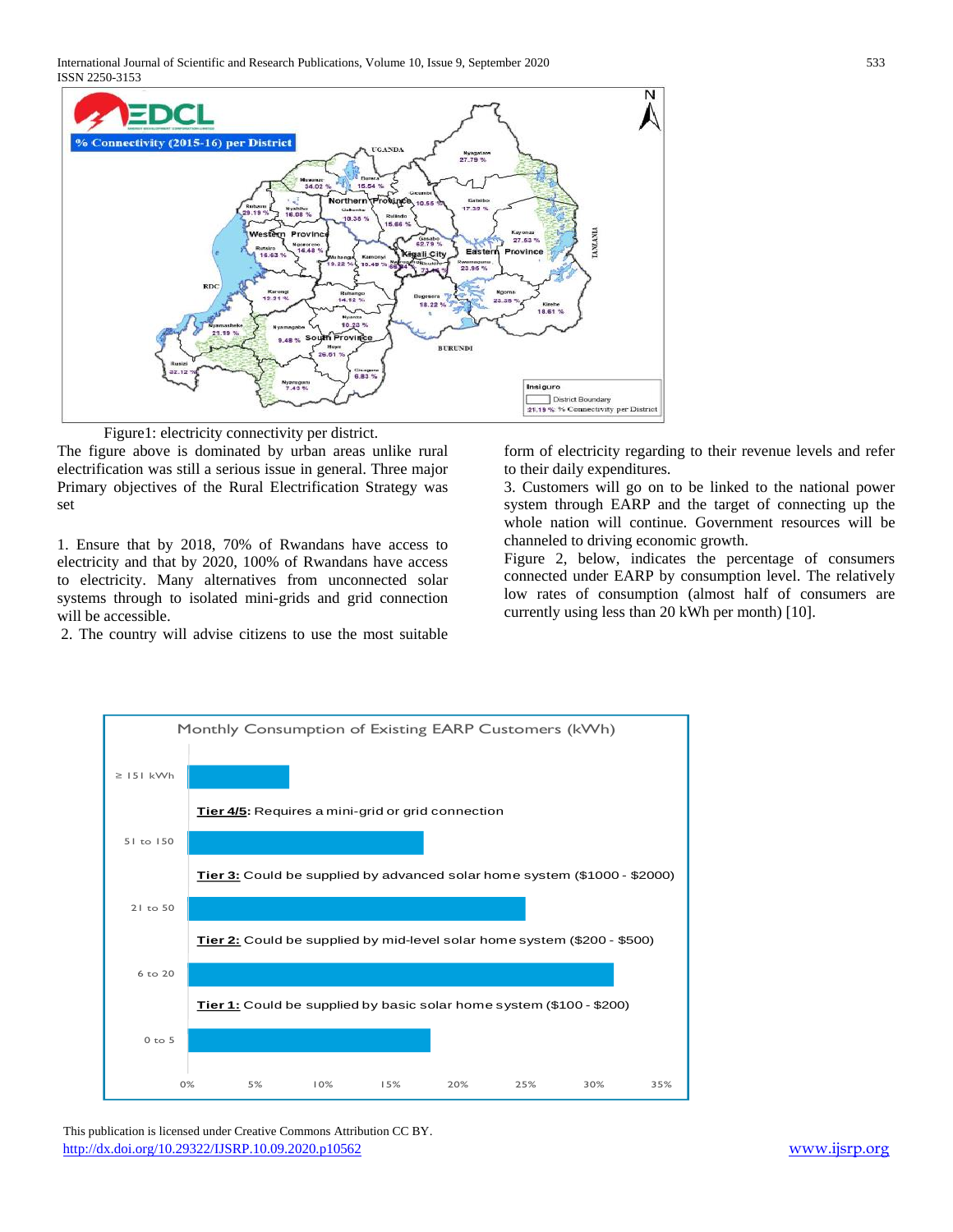Figure1: electricity connectivity per district.

The figure above is dominated by urban areas unlike rural electrification was still a serious issue in general. Three major Primary objectives of the Rural Electrification Strategy was set

1. Ensure that by 2018, 70% of Rwandans have access to electricity and that by 2020, 100% of Rwandans have access to electricity. Many alternatives from unconnected solar systems through to isolated mini-grids and grid connection will be accessible.
2. The country will advise citizens to use the most suitable form of electricity regarding to their revenue levels and refer to their daily expenditures.
3. Customers will go on to be linked to the national power system through EARP and the target of connecting up the whole nation will continue. Government resources will be channeled to driving economic growth.

Figure 2, below, indicates the percentage of consumers connected under EARP by consumption level. The relatively low rates of consumption (almost half of consumers are currently using less than 20 kWh per month) [10].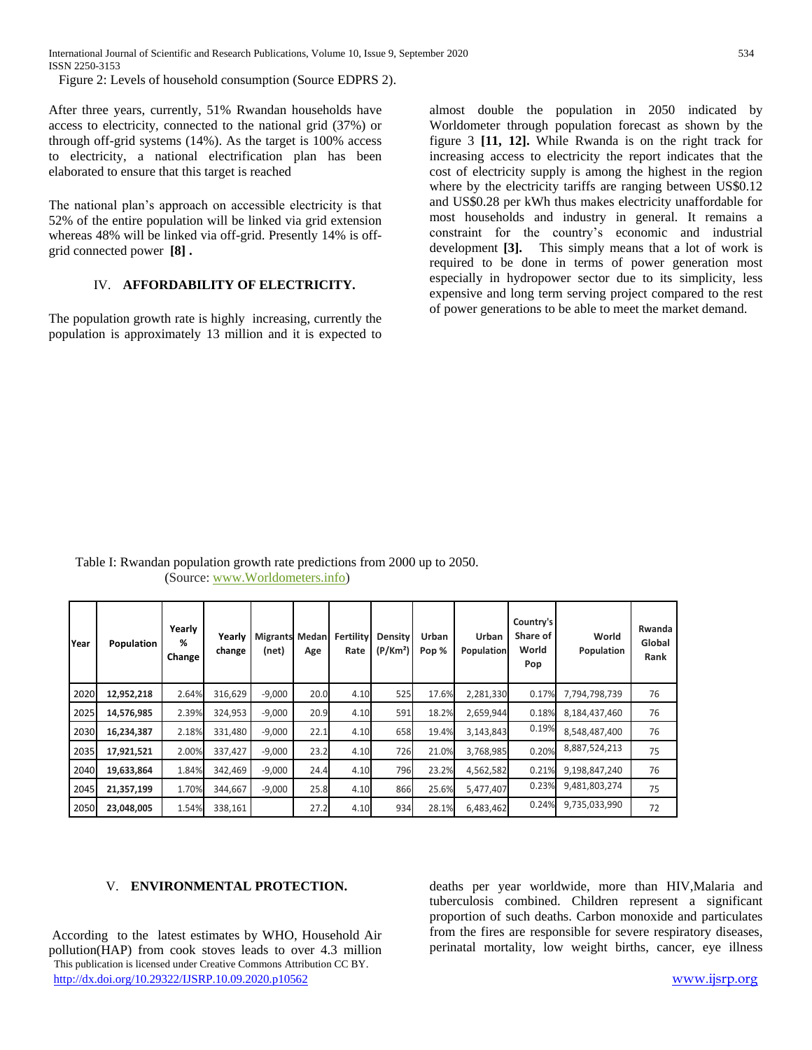Figure 2: Levels of household consumption (Source EDPRS 2).

After three years, currently, 51% Rwandan households have access to electricity, connected to the national grid (37%) or through off-grid systems (14%). As the target is 100% access to electricity, a national electrification plan has been elaborated to ensure that this target is reached

The national plan's approach on accessible electricity is that 52% of the entire population will be linked via grid extension whereas 48% will be linked via off-grid. Presently 14% is off-grid connected power **[8] .**

## IV. AFFORDABILITY OF ELECTRICITY.

The population growth rate is highly increasing, currently the population is approximately 13 million and it is expected to almost double the population in 2050 indicated by Worldometer through population forecast as shown by the figure 3 **[11, 12].** While Rwanda is on the right track for increasing access to electricity the report indicates that the cost of electricity supply is among the highest in the region where by the electricity tariffs are ranging between US$0.12 and US$0.28 per kWh thus makes electricity unaffordable for most households and industry in general. It remains a constraint for the country's economic and industrial development **[3].** This simply means that a lot of work is required to be done in terms of power generation most especially in hydropower sector due to its simplicity, less expensive and long term serving project compared to the rest of power generations to be able to meet the market demand.

Table I: Rwandan population growth rate predictions from 2000 up to 2050. (Source: www.Worldometers.info)

| Year | Population | Yearly % Change | Yearly change | Migrants (net) | Medan Age | Fertility Rate | Density (P/Km²) | Urban Pop % | Urban Population | Country's Share of World Pop | World Population | Rwanda Global Rank |
|---|---|---|---|---|---|---|---|---|---|---|---|---|
| 2020 | **12,952,218** | 2.64% | 316,629 | -9,000 | 20.0 | 4.10 | 525 | 17.6% | 2,281,330 | 0.17% | 7,794,798,739 | 76 |
| 2025 | **14,576,985** | 2.39% | 324,953 | -9,000 | 20.9 | 4.10 | 591 | 18.2% | 2,659,944 | 0.18% | 8,184,437,460 | 76 |
| 2030 | **16,234,387** | 2.18% | 331,480 | -9,000 | 22.1 | 4.10 | 658 | 19.4% | 3,143,843 | 0.19% | 8,548,487,400 | 76 |
| 2035 | **17,921,521** | 2.00% | 337,427 | -9,000 | 23.2 | 4.10 | 726 | 21.0% | 3,768,985 | 0.20% | 8,887,524,213 | 75 |
| 2040 | **19,633,864** | 1.84% | 342,469 | -9,000 | 24.4 | 4.10 | 796 | 23.2% | 4,562,582 | 0.21% | 9,198,847,240 | 76 |
| 2045 | **21,357,199** | 1.70% | 344,667 | -9,000 | 25.8 | 4.10 | 866 | 25.6% | 5,477,407 | 0.23% | 9,481,803,274 | 75 |
| 2050 | **23,048,005** | 1.54% | 338,161 | | 27.2 | 4.10 | 934 | 28.1% | 6,483,462 | 0.24% | 9,735,033,990 | 72 |

## V. ENVIRONMENTAL PROTECTION.

According to the latest estimates by WHO, Household Air pollution(HAP) from cook stoves leads to over 4.3 million deaths per year worldwide, more than HIV,Malaria and tuberculosis combined. Children represent a significant proportion of such deaths. Carbon monoxide and particulates from the fires are responsible for severe respiratory diseases, perinatal mortality, low weight births, cancer, eye illness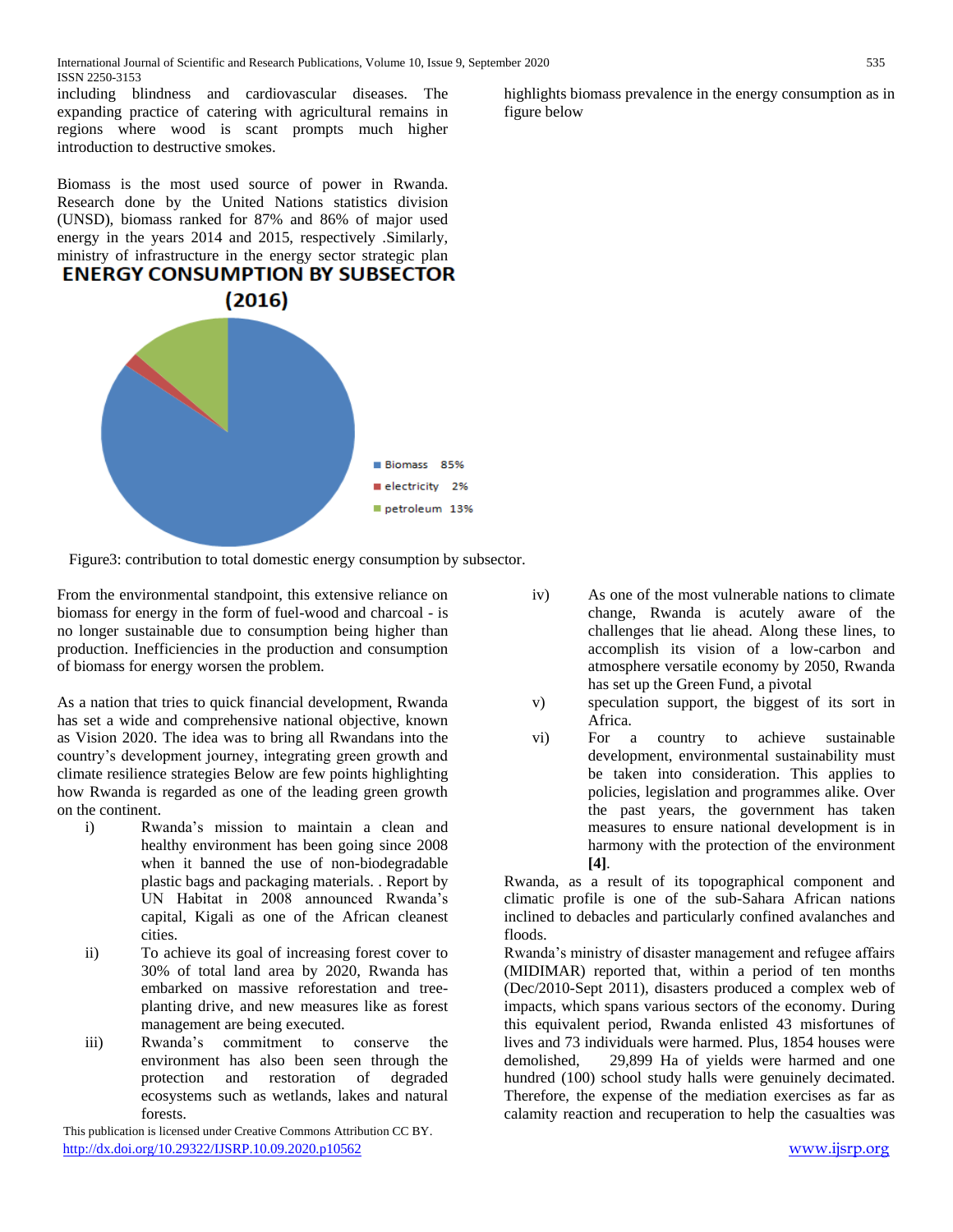including blindness and cardiovascular diseases. The expanding practice of catering with agricultural remains in regions where wood is scant prompts much higher introduction to destructive smokes.

Biomass is the most used source of power in Rwanda. Research done by the United Nations statistics division (UNSD), biomass ranked for 87% and 86% of major used energy in the years 2014 and 2015, respectively .Similarly, ministry of infrastructure in the energy sector strategic plan highlights biomass prevalence in the energy consumption as in figure below

**ENERGY CONSUMPTION BY SUBSECTOR (2016)**

- Biomass 85%
- electricity 2%
- petroleum 13%

Figure3: contribution to total domestic energy consumption by subsector.

From the environmental standpoint, this extensive reliance on biomass for energy in the form of fuel-wood and charcoal - is no longer sustainable due to consumption being higher than production. Inefficiencies in the production and consumption of biomass for energy worsen the problem.

As a nation that tries to quick financial development, Rwanda has set a wide and comprehensive national objective, known as Vision 2020. The idea was to bring all Rwandans into the country's development journey, integrating green growth and climate resilience strategies Below are few points highlighting how Rwanda is regarded as one of the leading green growth on the continent.

i) Rwanda's mission to maintain a clean and healthy environment has been going since 2008 when it banned the use of non-biodegradable plastic bags and packaging materials. . Report by UN Habitat in 2008 announced Rwanda's capital, Kigali as one of the African cleanest cities.
ii) To achieve its goal of increasing forest cover to 30% of total land area by 2020, Rwanda has embarked on massive reforestation and tree-planting drive, and new measures like as forest management are being executed.
iii) Rwanda's commitment to conserve the environment has also been seen through the protection and restoration of degraded ecosystems such as wetlands, lakes and natural forests.
iv) As one of the most vulnerable nations to climate change, Rwanda is acutely aware of the challenges that lie ahead. Along these lines, to accomplish its vision of a low-carbon and atmosphere versatile economy by 2050, Rwanda has set up the Green Fund, a pivotal
v) speculation support, the biggest of its sort in Africa.
vi) For a country to achieve sustainable development, environmental sustainability must be taken into consideration. This applies to policies, legislation and programmes alike. Over the past years, the government has taken measures to ensure national development is in harmony with the protection of the environment **[4]**.

Rwanda, as a result of its topographical component and climatic profile is one of the sub-Sahara African nations inclined to debacles and particularly confined avalanches and floods.

Rwanda's ministry of disaster management and refugee affairs (MIDIMAR) reported that, within a period of ten months (Dec/2010-Sept 2011), disasters produced a complex web of impacts, which spans various sectors of the economy. During this equivalent period, Rwanda enlisted 43 misfortunes of lives and 73 individuals were harmed. Plus, 1854 houses were demolished, 29,899 Ha of yields were harmed and one hundred (100) school study halls were genuinely decimated. Therefore, the expense of the mediation exercises as far as calamity reaction and recuperation to help the casualties was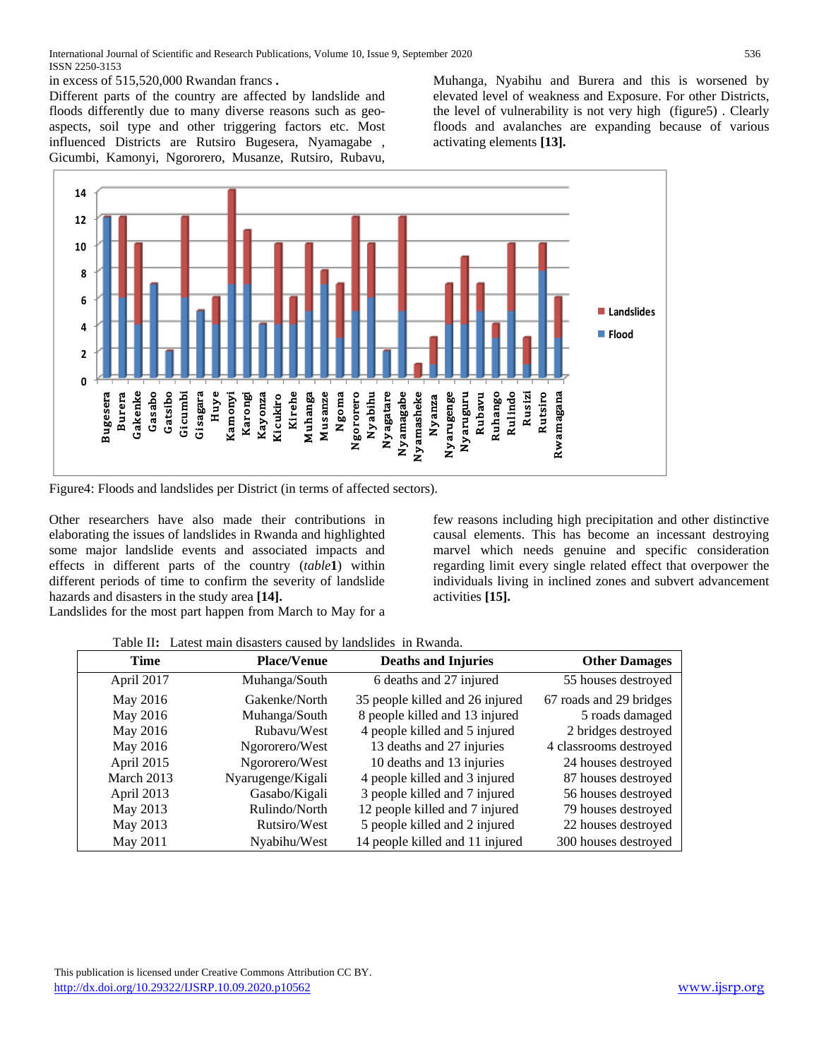in excess of 515,520,000 Rwandan francs **.**

Different parts of the country are affected by landslide and floods differently due to many diverse reasons such as geo-aspects, soil type and other triggering factors etc. Most influenced Districts are Rutsiro Bugesera, Nyamagabe , Gicumbi, Kamonyi, Ngororero, Musanze, Rutsiro, Rubavu, Muhanga, Nyabihu and Burera and this is worsened by elevated level of weakness and Exposure. For other Districts, the level of vulnerability is not very high (figure5) . Clearly floods and avalanches are expanding because of various activating elements **[13].**

Figure4: Floods and landslides per District (in terms of affected sectors).

Other researchers have also made their contributions in elaborating the issues of landslides in Rwanda and highlighted some major landslide events and associated impacts and effects in different parts of the country (*table***1**) within different periods of time to confirm the severity of landslide hazards and disasters in the study area **[14].**

Landslides for the most part happen from March to May for a few reasons including high precipitation and other distinctive causal elements. This has become an incessant destroying marvel which needs genuine and specific consideration regarding limit every single related effect that overpower the individuals living in inclined zones and subvert advancement activities **[15].**

Table II**:** Latest main disasters caused by landslides in Rwanda.

| Time | Place/Venue | Deaths and Injuries | Other Damages |
|---|---|---|---|
| April 2017 | Muhanga/South | 6 deaths and 27 injured | 55 houses destroyed |
| May 2016 | Gakenke/North | 35 people killed and 26 injured | 67 roads and 29 bridges |
| May 2016 | Muhanga/South | 8 people killed and 13 injured | 5 roads damaged |
| May 2016 | Rubavu/West | 4 people killed and 5 injured | 2 bridges destroyed |
| May 2016 | Ngororero/West | 13 deaths and 27 injuries | 4 classrooms destroyed |
| April 2015 | Ngororero/West | 10 deaths and 13 injuries | 24 houses destroyed |
| March 2013 | Nyarugenge/Kigali | 4 people killed and 3 injured | 87 houses destroyed |
| April 2013 | Gasabo/Kigali | 3 people killed and 7 injured | 56 houses destroyed |
| May 2013 | Rulindo/North | 12 people killed and 7 injured | 79 houses destroyed |
| May 2013 | Rutsiro/West | 5 people killed and 2 injured | 22 houses destroyed |
| May 2011 | Nyabihu/West | 14 people killed and 11 injured | 300 houses destroyed |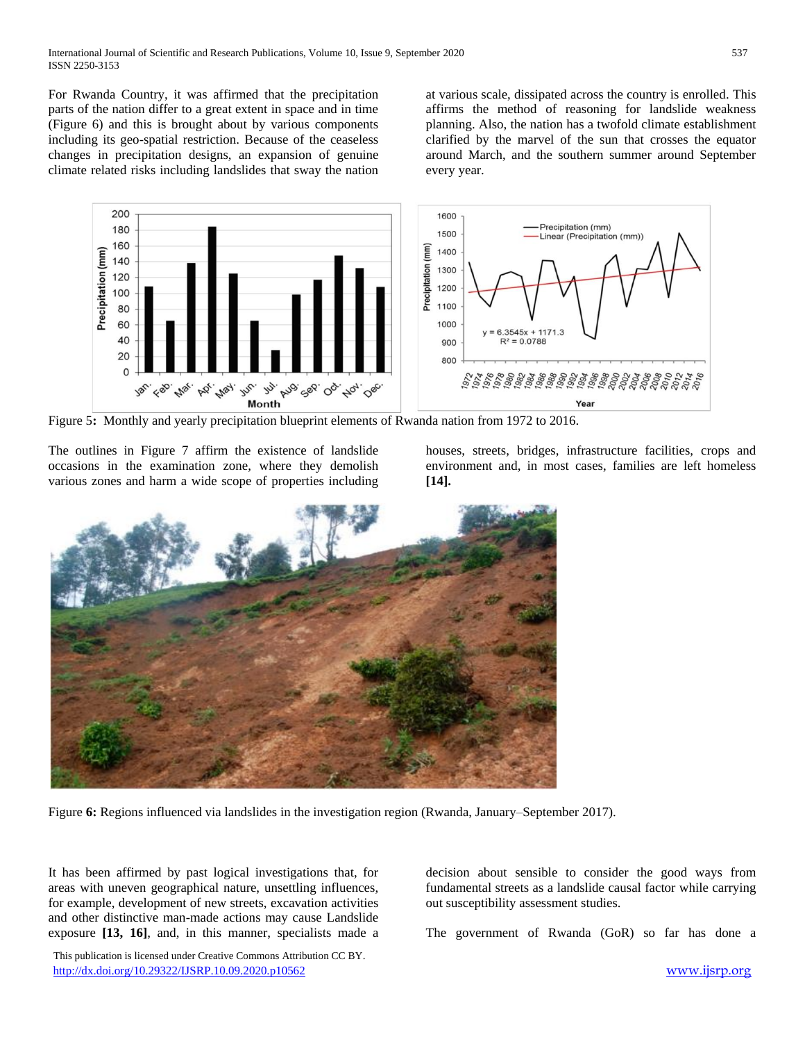For Rwanda Country, it was affirmed that the precipitation parts of the nation differ to a great extent in space and in time (Figure 6) and this is brought about by various components including its geo-spatial restriction. Because of the ceaseless changes in precipitation designs, an expansion of genuine climate related risks including landslides that sway the nation at various scale, dissipated across the country is enrolled. This affirms the method of reasoning for landslide weakness planning. Also, the nation has a twofold climate establishment clarified by the marvel of the sun that crosses the equator around March, and the southern summer around September every year.

Figure 5**:** Monthly and yearly precipitation blueprint elements of Rwanda nation from 1972 to 2016.

The outlines in Figure 7 affirm the existence of landslide occasions in the examination zone, where they demolish various zones and harm a wide scope of properties including houses, streets, bridges, infrastructure facilities, crops and environment and, in most cases, families are left homeless **[14].**

Figure **6:** Regions influenced via landslides in the investigation region (Rwanda, January–September 2017).

It has been affirmed by past logical investigations that, for areas with uneven geographical nature, unsettling influences, for example, development of new streets, excavation activities and other distinctive man-made actions may cause Landslide exposure **[13, 16]**, and, in this manner, specialists made a decision about sensible to consider the good ways from fundamental streets as a landslide causal factor while carrying out susceptibility assessment studies.

The government of Rwanda (GoR) so far has done a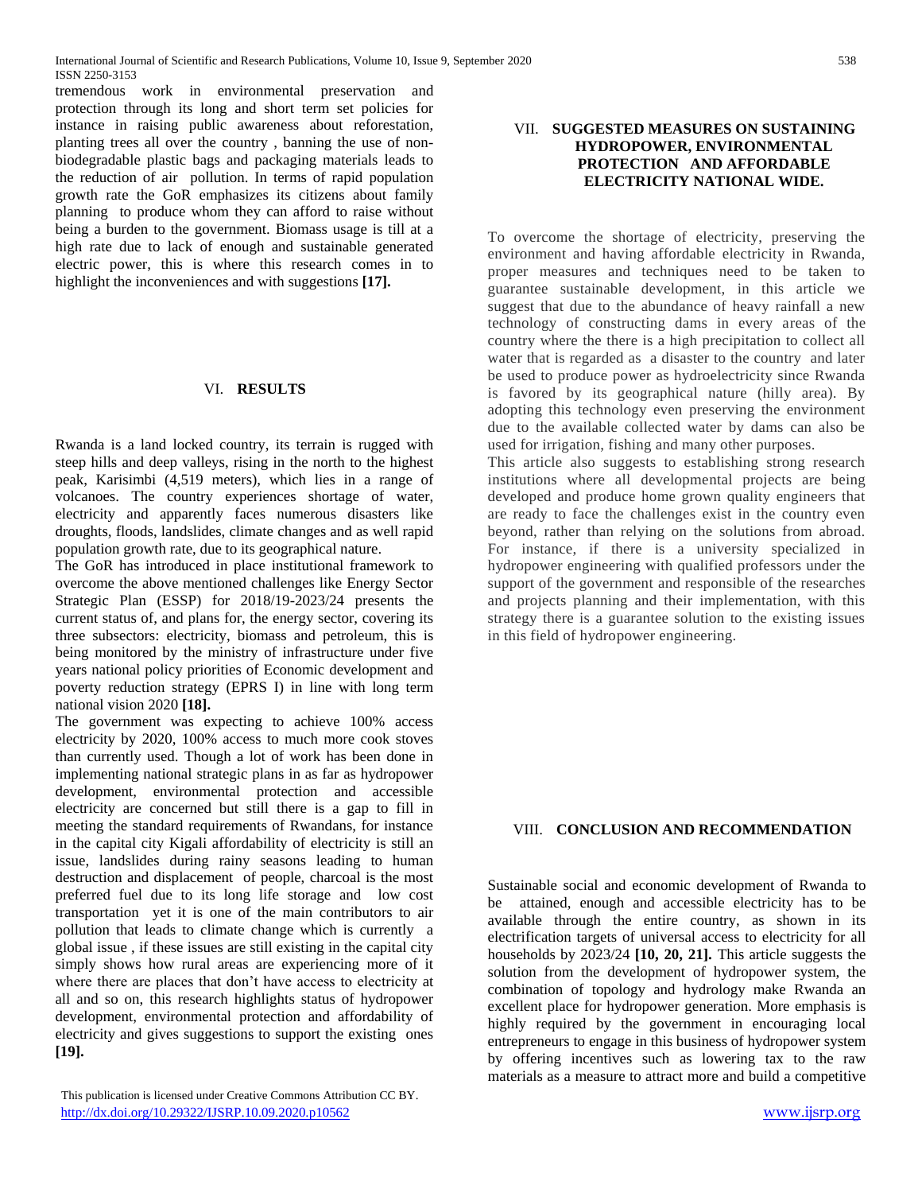tremendous work in environmental preservation and protection through its long and short term set policies for instance in raising public awareness about reforestation, planting trees all over the country , banning the use of non-biodegradable plastic bags and packaging materials leads to the reduction of air pollution. In terms of rapid population growth rate the GoR emphasizes its citizens about family planning to produce whom they can afford to raise without being a burden to the government. Biomass usage is till at a high rate due to lack of enough and sustainable generated electric power, this is where this research comes in to highlight the inconveniences and with suggestions **[17].**

## VI. RESULTS

Rwanda is a land locked country, its terrain is rugged with steep hills and deep valleys, rising in the north to the highest peak, Karisimbi (4,519 meters), which lies in a range of volcanoes. The country experiences shortage of water, electricity and apparently faces numerous disasters like droughts, floods, landslides, climate changes and as well rapid population growth rate, due to its geographical nature.

The GoR has introduced in place institutional framework to overcome the above mentioned challenges like Energy Sector Strategic Plan (ESSP) for 2018/19-2023/24 presents the current status of, and plans for, the energy sector, covering its three subsectors: electricity, biomass and petroleum, this is being monitored by the ministry of infrastructure under five years national policy priorities of Economic development and poverty reduction strategy (EPRS I) in line with long term national vision 2020 **[18].**

The government was expecting to achieve 100% access electricity by 2020, 100% access to much more cook stoves than currently used. Though a lot of work has been done in implementing national strategic plans in as far as hydropower development, environmental protection and accessible electricity are concerned but still there is a gap to fill in meeting the standard requirements of Rwandans, for instance in the capital city Kigali affordability of electricity is still an issue, landslides during rainy seasons leading to human destruction and displacement of people, charcoal is the most preferred fuel due to its long life storage and low cost transportation yet it is one of the main contributors to air pollution that leads to climate change which is currently a global issue , if these issues are still existing in the capital city simply shows how rural areas are experiencing more of it where there are places that don't have access to electricity at all and so on, this research highlights status of hydropower development, environmental protection and affordability of electricity and gives suggestions to support the existing ones **[19].**

## VII. SUGGESTED MEASURES ON SUSTAINING HYDROPOWER, ENVIRONMENTAL PROTECTION AND AFFORDABLE ELECTRICITY NATIONAL WIDE.

To overcome the shortage of electricity, preserving the environment and having affordable electricity in Rwanda, proper measures and techniques need to be taken to guarantee sustainable development, in this article we suggest that due to the abundance of heavy rainfall a new technology of constructing dams in every areas of the country where the there is a high precipitation to collect all water that is regarded as a disaster to the country and later be used to produce power as hydroelectricity since Rwanda is favored by its geographical nature (hilly area). By adopting this technology even preserving the environment due to the available collected water by dams can also be used for irrigation, fishing and many other purposes.

This article also suggests to establishing strong research institutions where all developmental projects are being developed and produce home grown quality engineers that are ready to face the challenges exist in the country even beyond, rather than relying on the solutions from abroad. For instance, if there is a university specialized in hydropower engineering with qualified professors under the support of the government and responsible of the researches and projects planning and their implementation, with this strategy there is a guarantee solution to the existing issues in this field of hydropower engineering.

## VIII. CONCLUSION AND RECOMMENDATION

Sustainable social and economic development of Rwanda to be attained, enough and accessible electricity has to be available through the entire country, as shown in its electrification targets of universal access to electricity for all households by 2023/24 **[10, 20, 21].** This article suggests the solution from the development of hydropower system, the combination of topology and hydrology make Rwanda an excellent place for hydropower generation. More emphasis is highly required by the government in encouraging local entrepreneurs to engage in this business of hydropower system by offering incentives such as lowering tax to the raw materials as a measure to attract more and build a competitive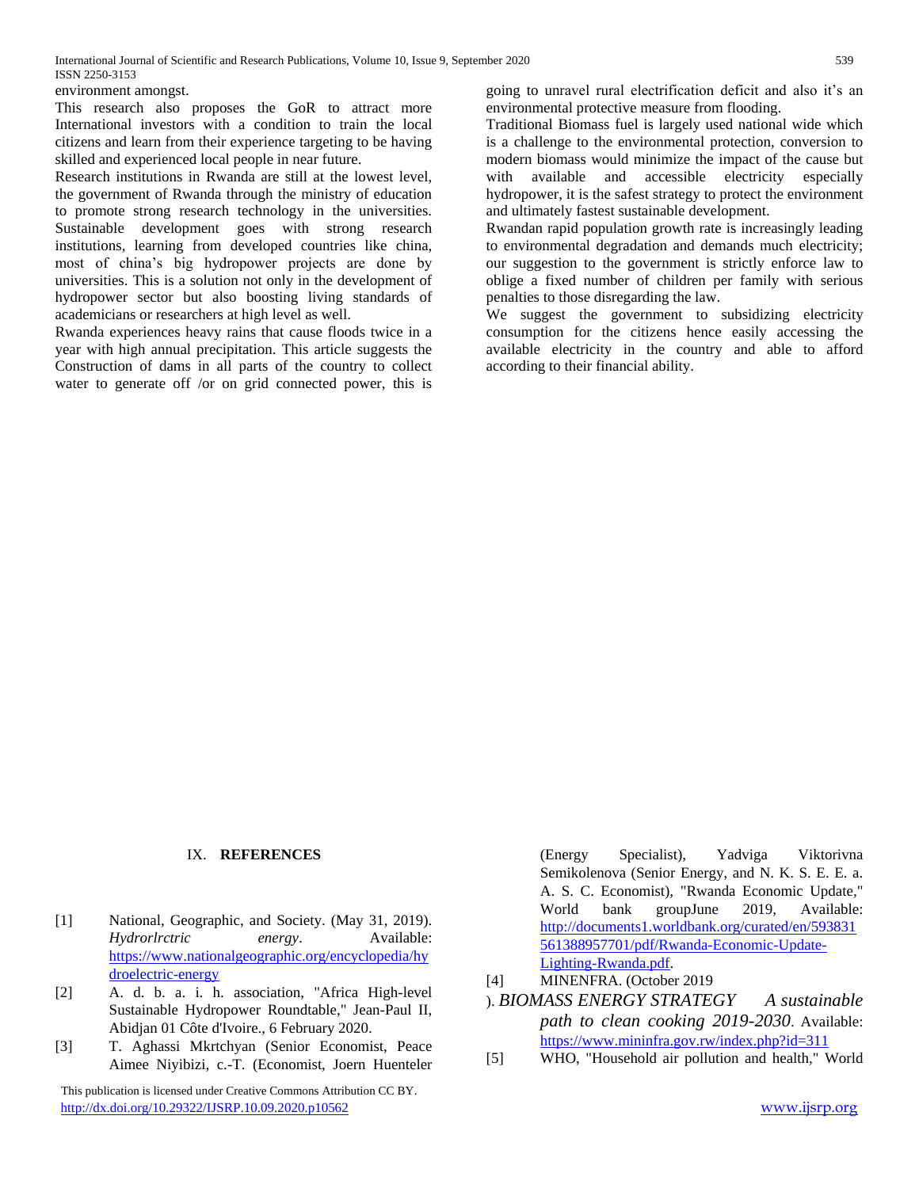environment amongst.

This research also proposes the GoR to attract more International investors with a condition to train the local citizens and learn from their experience targeting to be having skilled and experienced local people in near future.

Research institutions in Rwanda are still at the lowest level, the government of Rwanda through the ministry of education to promote strong research technology in the universities. Sustainable development goes with strong research institutions, learning from developed countries like china, most of china's big hydropower projects are done by universities. This is a solution not only in the development of hydropower sector but also boosting living standards of academicians or researchers at high level as well.

Rwanda experiences heavy rains that cause floods twice in a year with high annual precipitation. This article suggests the Construction of dams in all parts of the country to collect water to generate off /or on grid connected power, this is going to unravel rural electrification deficit and also it's an environmental protective measure from flooding.

Traditional Biomass fuel is largely used national wide which is a challenge to the environmental protection, conversion to modern biomass would minimize the impact of the cause but with available and accessible electricity especially hydropower, it is the safest strategy to protect the environment and ultimately fastest sustainable development.

Rwandan rapid population growth rate is increasingly leading to environmental degradation and demands much electricity; our suggestion to the government is strictly enforce law to oblige a fixed number of children per family with serious penalties to those disregarding the law.

We suggest the government to subsidizing electricity consumption for the citizens hence easily accessing the available electricity in the country and able to afford according to their financial ability.

## IX. **REFERENCES**

[1] National, Geographic, and Society. (May 31, 2019). *Hydrorlrctric energy*. Available: https://www.nationalgeographic.org/encyclopedia/hydroelectric-energy

[2] A. d. b. a. i. h. association, "Africa High-level Sustainable Hydropower Roundtable," Jean-Paul II, Abidjan 01 Côte d'Ivoire., 6 February 2020.

[3] T. Aghassi Mkrtchyan (Senior Economist, Peace Aimee Niyibizi, c.-T. (Economist, Joern Huenteler (Energy Specialist), Yadviga Viktorivna Semikolenova (Senior Energy, and N. K. S. E. E. a. A. S. C. Economist), "Rwanda Economic Update," World bank groupJune 2019, Available: http://documents1.worldbank.org/curated/en/593831561388957701/pdf/Rwanda-Economic-Update-Lighting-Rwanda.pdf.

[4] MINENFRA. (October 2019 ). *BIOMASS ENERGY STRATEGY A sustainable path to clean cooking 2019-2030*. Available: https://www.mininfra.gov.rw/index.php?id=311

[5] WHO, "Household air pollution and health," World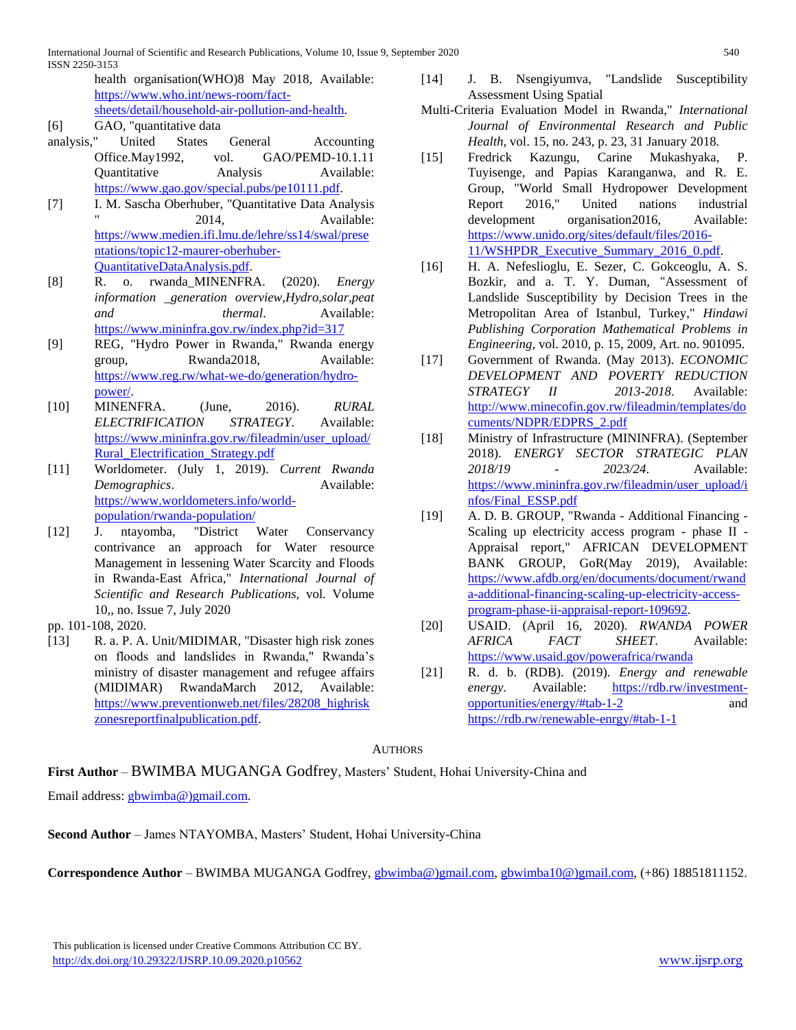health organisation(WHO)8 May 2018, Available: https://www.who.int/news-room/fact-sheets/detail/household-air-pollution-and-health.

[6] GAO, "quantitative data analysis," United States General Accounting Office.May1992, vol. GAO/PEMD-10.1.11 Quantitative Analysis Available: https://www.gao.gov/special.pubs/pe10111.pdf.

[7] I. M. Sascha Oberhuber, "Quantitative Data Analysis " 2014, Available: https://www.medien.ifi.lmu.de/lehre/ss14/swal/presentations/topic12-maurer-oberhuber-QuantitativeDataAnalysis.pdf.

[8] R. o. rwanda_MINENFRA. (2020). *Energy information _generation overview,Hydro,solar,peat and thermal*. Available: https://www.mininfra.gov.rw/index.php?id=317

[9] REG, "Hydro Power in Rwanda," Rwanda energy group, Rwanda2018, Available: https://www.reg.rw/what-we-do/generation/hydro-power/.

[10] MINENFRA. (June, 2016). *RURAL ELECTRIFICATION STRATEGY*. Available: https://www.mininfra.gov.rw/fileadmin/user_upload/Rural_Electrification_Strategy.pdf

[11] Worldometer. (July 1, 2019). *Current Rwanda Demographics*. Available: https://www.worldometers.info/world-population/rwanda-population/

[12] J. ntayomba, "District Water Conservancy contrivance an approach for Water resource Management in lessening Water Scarcity and Floods in Rwanda-East Africa," *International Journal of Scientific and Research Publications,* vol. Volume 10,, no. Issue 7, July 2020 pp. 101-108, 2020.

[13] R. a. P. A. Unit/MIDIMAR, "Disaster high risk zones on floods and landslides in Rwanda," Rwanda's ministry of disaster management and refugee affairs (MIDIMAR) RwandaMarch 2012, Available: https://www.preventionweb.net/files/28208_highriskzonesreportfinalpublication.pdf.

[14] J. B. Nsengiyumva, "Landslide Susceptibility Assessment Using Spatial Multi-Criteria Evaluation Model in Rwanda," *International Journal of Environmental Research and Public Health,* vol. 15, no. 243, p. 23, 31 January 2018.

[15] Fredrick Kazungu, Carine Mukashyaka, P. Tuyisenge, and Papias Karanganwa, and R. E. Group, "World Small Hydropower Development Report 2016," United nations industrial development organisation2016, Available: https://www.unido.org/sites/default/files/2016-11/WSHPDR_Executive_Summary_2016_0.pdf.

[16] H. A. Nefeslioglu, E. Sezer, C. Gokceoglu, A. S. Bozkir, and a. T. Y. Duman, "Assessment of Landslide Susceptibility by Decision Trees in the Metropolitan Area of Istanbul, Turkey," *Hindawi Publishing Corporation Mathematical Problems in Engineering,* vol. 2010, p. 15, 2009, Art. no. 901095.

[17] Government of Rwanda. (May 2013). *ECONOMIC DEVELOPMENT AND POVERTY REDUCTION STRATEGY II 2013-2018*. Available: http://www.minecofin.gov.rw/fileadmin/templates/documents/NDPR/EDPRS_2.pdf

[18] Ministry of Infrastructure (MININFRA). (September 2018). *ENERGY SECTOR STRATEGIC PLAN 2018/19 - 2023/24*. Available: https://www.mininfra.gov.rw/fileadmin/user_upload/infos/Final_ESSP.pdf

[19] A. D. B. GROUP, "Rwanda - Additional Financing - Scaling up electricity access program - phase II - Appraisal report," AFRICAN DEVELOPMENT BANK GROUP, GoR(May 2019), Available: https://www.afdb.org/en/documents/document/rwanda-additional-financing-scaling-up-electricity-access-program-phase-ii-appraisal-report-109692.

[20] USAID. (April 16, 2020). *RWANDA POWER AFRICA FACT SHEET*. Available: https://www.usaid.gov/powerafrica/rwanda

[21] R. d. b. (RDB). (2019). *Energy and renewable energy*. Available: https://rdb.rw/investment-opportunities/energy/#tab-1-2 and https://rdb.rw/renewable-enrgy/#tab-1-1

## AUTHORS

**First Author** – BWIMBA MUGANGA Godfrey, Masters' Student, Hohai University-China and

Email address: gbwimba@)gmail.com.

**Second Author** – James NTAYOMBA, Masters' Student, Hohai University-China

**Correspondence Author** – BWIMBA MUGANGA Godfrey, gbwimba@)gmail.com, gbwimba10@)gmail.com, (+86) 18851811152.